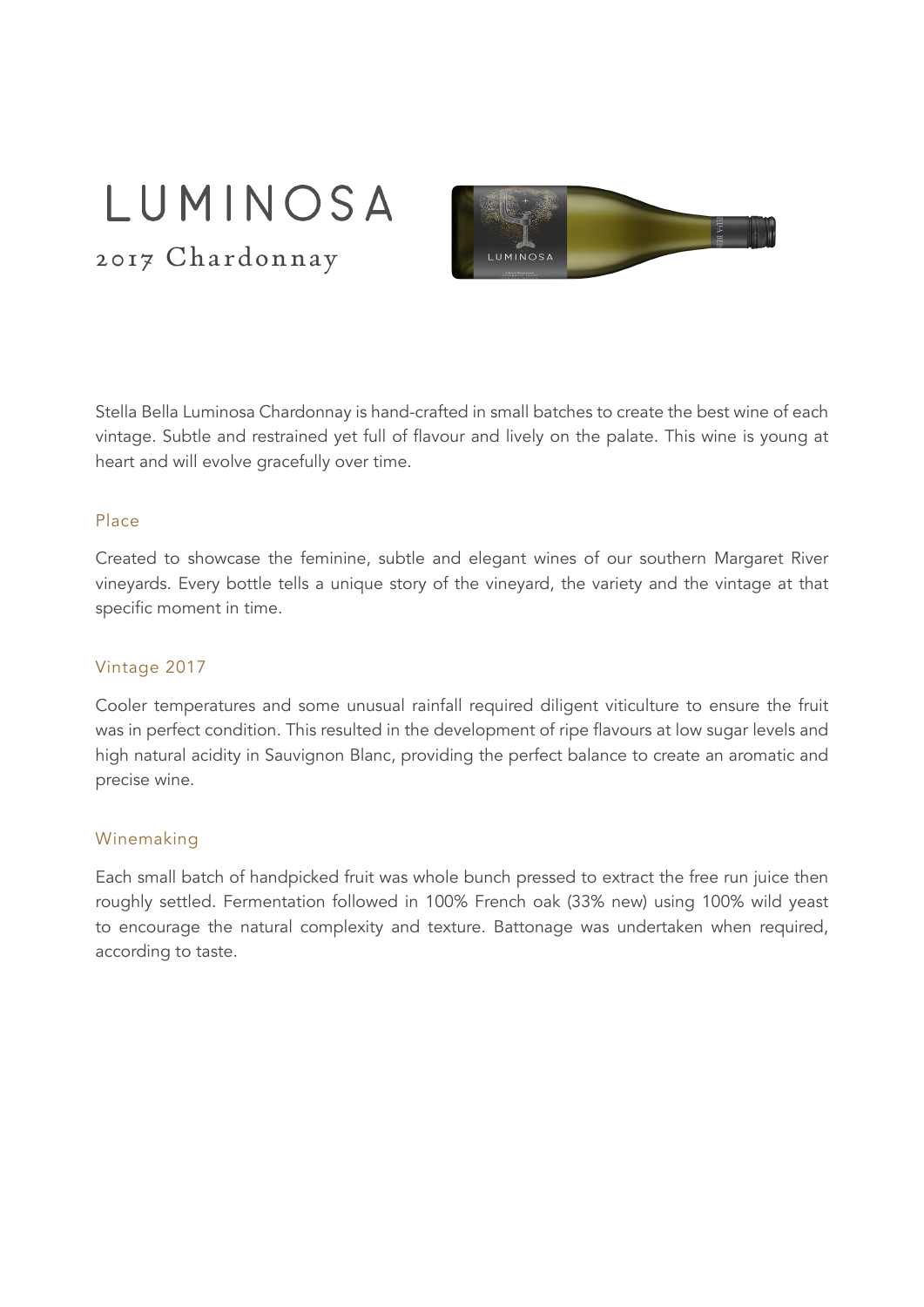# LUMINOSA

## 2017 Chardonnay

Stella Bella Luminosa Chardonnay is hand-crafted in small batches to create the best wine of each vintage. Subtle and restrained yet full of flavour and lively on the palate. This wine is young at heart and will evolve gracefully over time.

### Place

Created to showcase the feminine, subtle and elegant wines of our southern Margaret River vineyards. Every bottle tells a unique story of the vineyard, the variety and the vintage at that specific moment in time.

### Vintage 2017

Cooler temperatures and some unusual rainfall required diligent viticulture to ensure the fruit was in perfect condition. This resulted in the development of ripe flavours at low sugar levels and high natural acidity in Sauvignon Blanc, providing the perfect balance to create an aromatic and precise wine.

### Winemaking

Each small batch of handpicked fruit was whole bunch pressed to extract the free run juice then roughly settled. Fermentation followed in 100% French oak (33% new) using 100% wild yeast to encourage the natural complexity and texture. Battonage was undertaken when required, according to taste.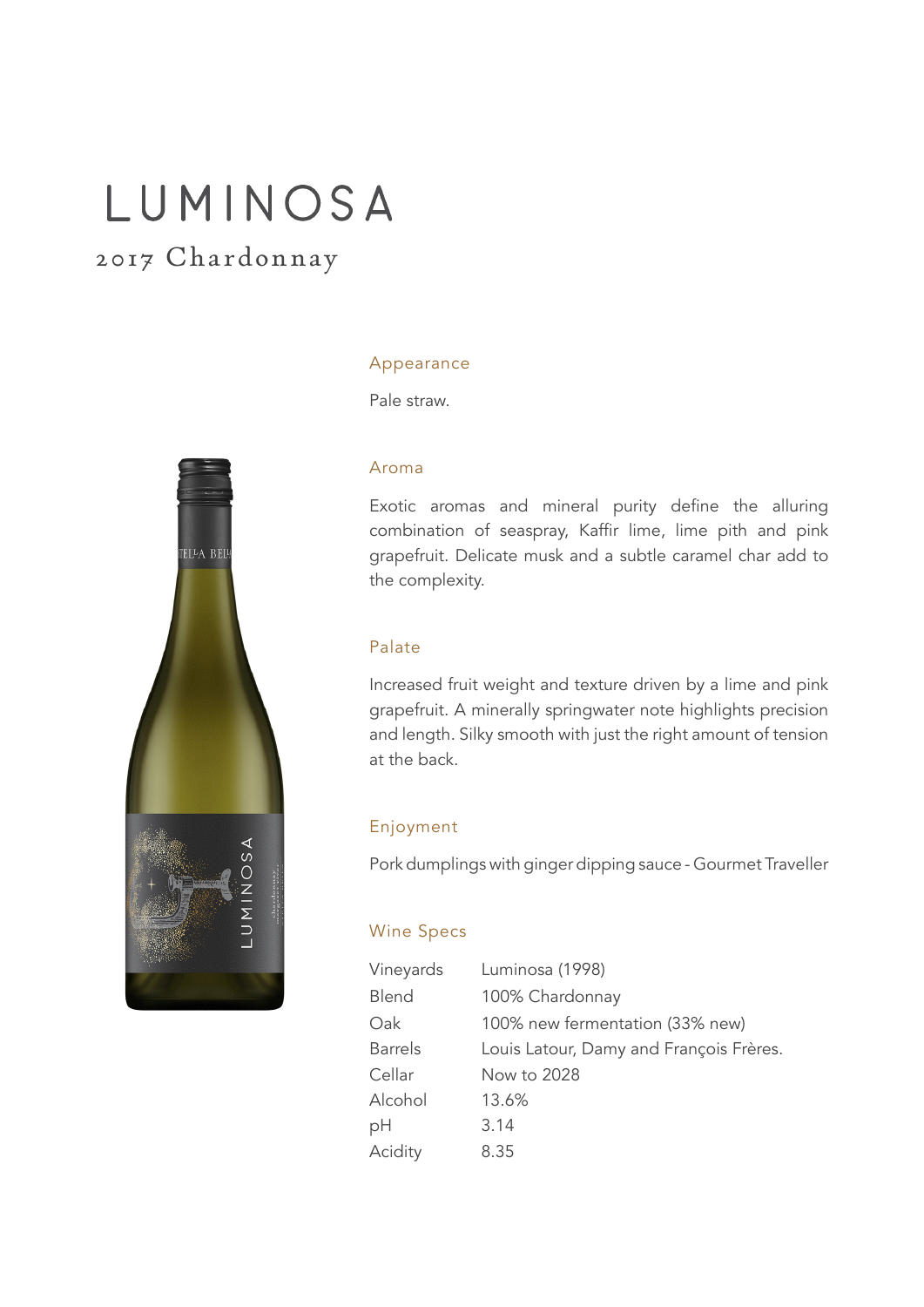# LUMINOSA

## 2017 Chardonnay

### Appearance

Pale straw.

### Aroma

Exotic aromas and mineral purity define the alluring combination of seaspray, Kaffir lime, lime pith and pink grapefruit. Delicate musk and a subtle caramel char add to the complexity.

### Palate

Increased fruit weight and texture driven by a lime and pink grapefruit. A minerally springwater note highlights precision and length. Silky smooth with just the right amount of tension at the back.

### Enjoyment

Pork dumplings with ginger dipping sauce - Gourmet Traveller

### Wine Specs

| | |
|---|---|
| Vineyards | Luminosa (1998) |
| Blend | 100% Chardonnay |
| Oak | 100% new fermentation (33% new) |
| Barrels | Louis Latour, Damy and François Frères. |
| Cellar | Now to 2028 |
| Alcohol | 13.6% |
| pH | 3.14 |
| Acidity | 8.35 |